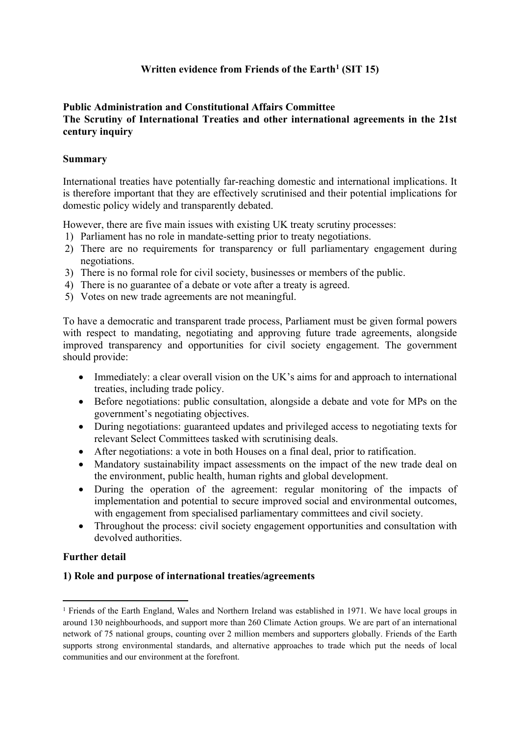# Written evidence from Friends of the Earth[1] (SIT 15)

**Public Administration and Constitutional Affairs Committee**
**The Scrutiny of International Treaties and other international agreements in the 21st century inquiry**

## Summary

International treaties have potentially far-reaching domestic and international implications. It is therefore important that they are effectively scrutinised and their potential implications for domestic policy widely and transparently debated.

However, there are five main issues with existing UK treaty scrutiny processes:

1) Parliament has no role in mandate-setting prior to treaty negotiations.
2) There are no requirements for transparency or full parliamentary engagement during negotiations.
3) There is no formal role for civil society, businesses or members of the public.
4) There is no guarantee of a debate or vote after a treaty is agreed.
5) Votes on new trade agreements are not meaningful.

To have a democratic and transparent trade process, Parliament must be given formal powers with respect to mandating, negotiating and approving future trade agreements, alongside improved transparency and opportunities for civil society engagement. The government should provide:

- Immediately: a clear overall vision on the UK's aims for and approach to international treaties, including trade policy.
- Before negotiations: public consultation, alongside a debate and vote for MPs on the government's negotiating objectives.
- During negotiations: guaranteed updates and privileged access to negotiating texts for relevant Select Committees tasked with scrutinising deals.
- After negotiations: a vote in both Houses on a final deal, prior to ratification.
- Mandatory sustainability impact assessments on the impact of the new trade deal on the environment, public health, human rights and global development.
- During the operation of the agreement: regular monitoring of the impacts of implementation and potential to secure improved social and environmental outcomes, with engagement from specialised parliamentary committees and civil society.
- Throughout the process: civil society engagement opportunities and consultation with devolved authorities.

## Further detail

### 1) Role and purpose of international treaties/agreements

[1] Friends of the Earth England, Wales and Northern Ireland was established in 1971. We have local groups in around 130 neighbourhoods, and support more than 260 Climate Action groups. We are part of an international network of 75 national groups, counting over 2 million members and supporters globally. Friends of the Earth supports strong environmental standards, and alternative approaches to trade which put the needs of local communities and our environment at the forefront.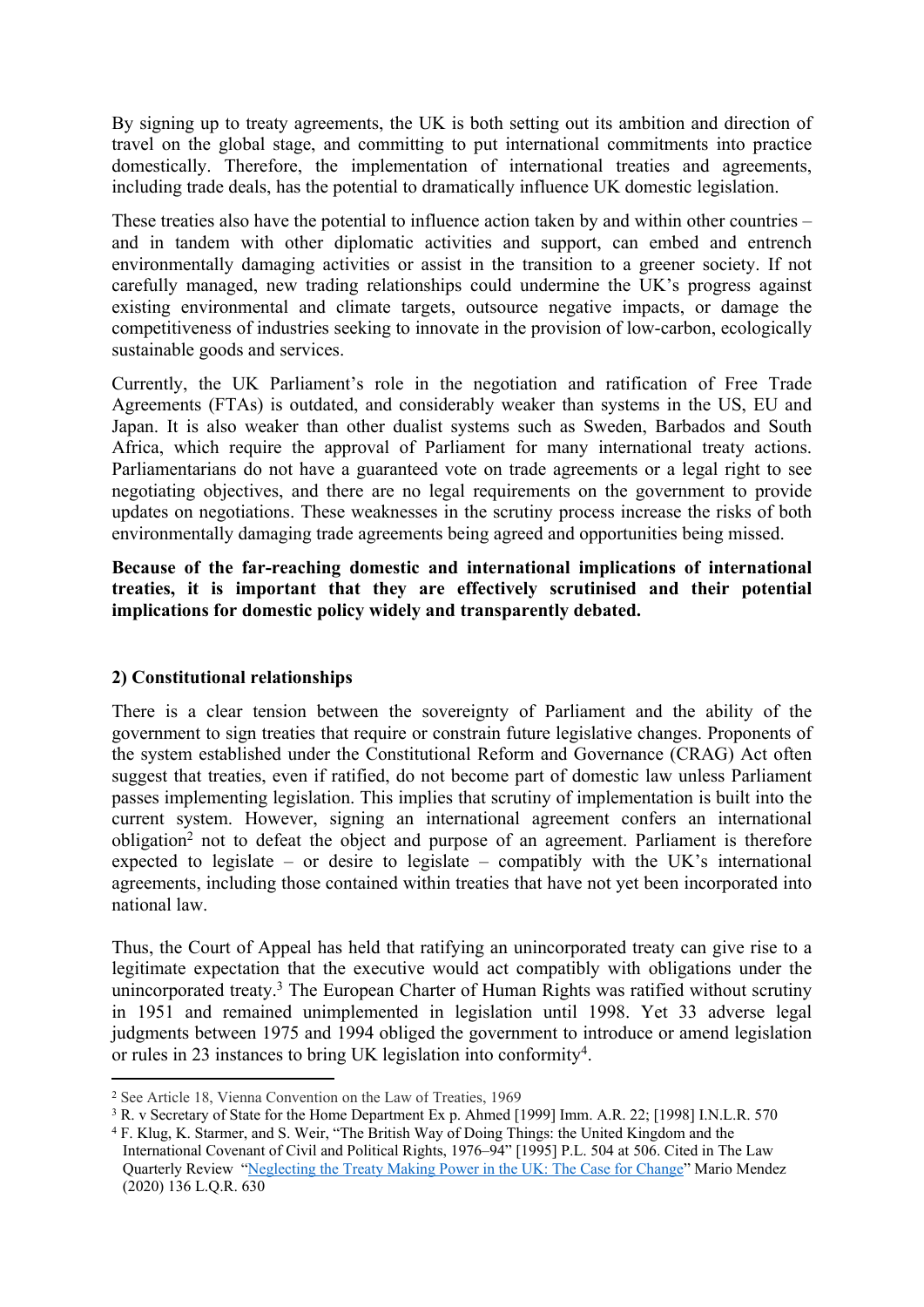By signing up to treaty agreements, the UK is both setting out its ambition and direction of travel on the global stage, and committing to put international commitments into practice domestically. Therefore, the implementation of international treaties and agreements, including trade deals, has the potential to dramatically influence UK domestic legislation.

These treaties also have the potential to influence action taken by and within other countries – and in tandem with other diplomatic activities and support, can embed and entrench environmentally damaging activities or assist in the transition to a greener society. If not carefully managed, new trading relationships could undermine the UK's progress against existing environmental and climate targets, outsource negative impacts, or damage the competitiveness of industries seeking to innovate in the provision of low-carbon, ecologically sustainable goods and services.

Currently, the UK Parliament's role in the negotiation and ratification of Free Trade Agreements (FTAs) is outdated, and considerably weaker than systems in the US, EU and Japan. It is also weaker than other dualist systems such as Sweden, Barbados and South Africa, which require the approval of Parliament for many international treaty actions. Parliamentarians do not have a guaranteed vote on trade agreements or a legal right to see negotiating objectives, and there are no legal requirements on the government to provide updates on negotiations. These weaknesses in the scrutiny process increase the risks of both environmentally damaging trade agreements being agreed and opportunities being missed.

**Because of the far-reaching domestic and international implications of international treaties, it is important that they are effectively scrutinised and their potential implications for domestic policy widely and transparently debated.**

## 2) Constitutional relationships

There is a clear tension between the sovereignty of Parliament and the ability of the government to sign treaties that require or constrain future legislative changes. Proponents of the system established under the Constitutional Reform and Governance (CRAG) Act often suggest that treaties, even if ratified, do not become part of domestic law unless Parliament passes implementing legislation. This implies that scrutiny of implementation is built into the current system. However, signing an international agreement confers an international obligation[2] not to defeat the object and purpose of an agreement. Parliament is therefore expected to legislate – or desire to legislate – compatibly with the UK's international agreements, including those contained within treaties that have not yet been incorporated into national law.

Thus, the Court of Appeal has held that ratifying an unincorporated treaty can give rise to a legitimate expectation that the executive would act compatibly with obligations under the unincorporated treaty.[3] The European Charter of Human Rights was ratified without scrutiny in 1951 and remained unimplemented in legislation until 1998. Yet 33 adverse legal judgments between 1975 and 1994 obliged the government to introduce or amend legislation or rules in 23 instances to bring UK legislation into conformity[4].

---

[2] See Article 18, Vienna Convention on the Law of Treaties, 1969

[3] R. v Secretary of State for the Home Department Ex p. Ahmed [1999] Imm. A.R. 22; [1998] I.N.L.R. 570

[4] F. Klug, K. Starmer, and S. Weir, "The British Way of Doing Things: the United Kingdom and the International Covenant of Civil and Political Rights, 1976–94" [1995] P.L. 504 at 506. Cited in The Law Quarterly Review "Neglecting the Treaty Making Power in the UK: The Case for Change" Mario Mendez (2020) 136 L.Q.R. 630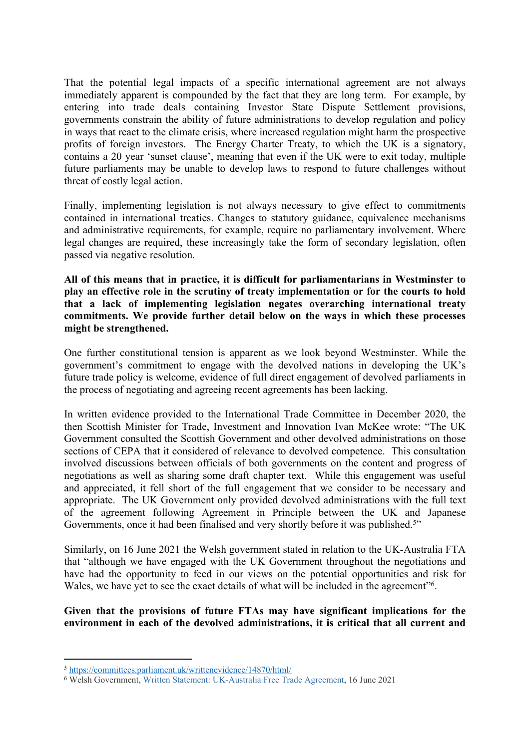That the potential legal impacts of a specific international agreement are not always immediately apparent is compounded by the fact that they are long term. For example, by entering into trade deals containing Investor State Dispute Settlement provisions, governments constrain the ability of future administrations to develop regulation and policy in ways that react to the climate crisis, where increased regulation might harm the prospective profits of foreign investors. The Energy Charter Treaty, to which the UK is a signatory, contains a 20 year 'sunset clause', meaning that even if the UK were to exit today, multiple future parliaments may be unable to develop laws to respond to future challenges without threat of costly legal action.

Finally, implementing legislation is not always necessary to give effect to commitments contained in international treaties. Changes to statutory guidance, equivalence mechanisms and administrative requirements, for example, require no parliamentary involvement. Where legal changes are required, these increasingly take the form of secondary legislation, often passed via negative resolution.

**All of this means that in practice, it is difficult for parliamentarians in Westminster to play an effective role in the scrutiny of treaty implementation or for the courts to hold that a lack of implementing legislation negates overarching international treaty commitments. We provide further detail below on the ways in which these processes might be strengthened.**

One further constitutional tension is apparent as we look beyond Westminster. While the government's commitment to engage with the devolved nations in developing the UK's future trade policy is welcome, evidence of full direct engagement of devolved parliaments in the process of negotiating and agreeing recent agreements has been lacking.

In written evidence provided to the International Trade Committee in December 2020, the then Scottish Minister for Trade, Investment and Innovation Ivan McKee wrote: "The UK Government consulted the Scottish Government and other devolved administrations on those sections of CEPA that it considered of relevance to devolved competence. This consultation involved discussions between officials of both governments on the content and progress of negotiations as well as sharing some draft chapter text. While this engagement was useful and appreciated, it fell short of the full engagement that we consider to be necessary and appropriate. The UK Government only provided devolved administrations with the full text of the agreement following Agreement in Principle between the UK and Japanese Governments, once it had been finalised and very shortly before it was published.[5]"

Similarly, on 16 June 2021 the Welsh government stated in relation to the UK-Australia FTA that "although we have engaged with the UK Government throughout the negotiations and have had the opportunity to feed in our views on the potential opportunities and risk for Wales, we have yet to see the exact details of what will be included in the agreement"[6].

**Given that the provisions of future FTAs may have significant implications for the environment in each of the devolved administrations, it is critical that all current and**

---

[5] https://committees.parliament.uk/writtenevidence/14870/html/

[6] Welsh Government, Written Statement: UK-Australia Free Trade Agreement, 16 June 2021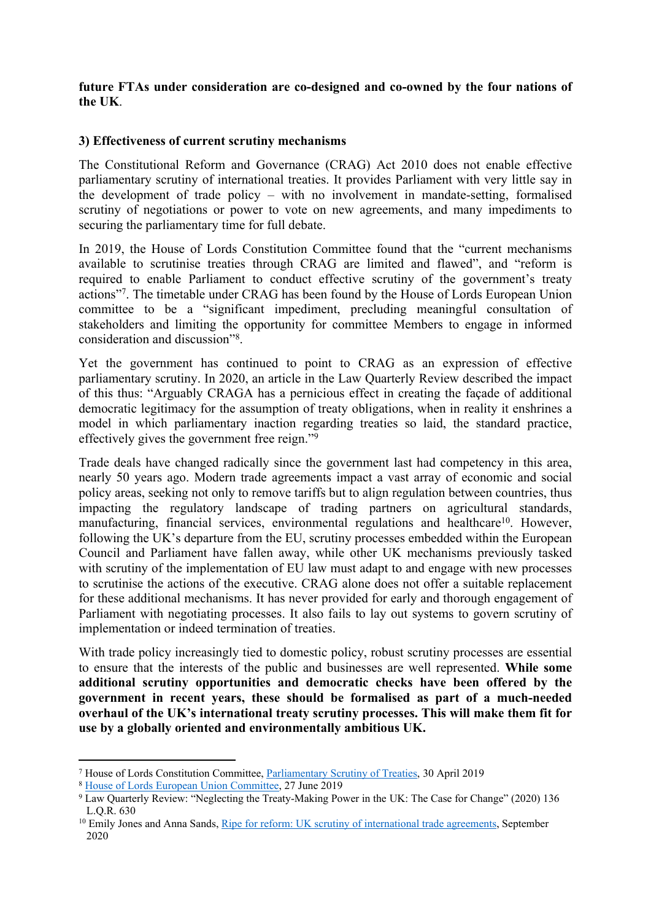**future FTAs under consideration are co-designed and co-owned by the four nations of the UK**.

### 3) Effectiveness of current scrutiny mechanisms

The Constitutional Reform and Governance (CRAG) Act 2010 does not enable effective parliamentary scrutiny of international treaties. It provides Parliament with very little say in the development of trade policy – with no involvement in mandate-setting, formalised scrutiny of negotiations or power to vote on new agreements, and many impediments to securing the parliamentary time for full debate.

In 2019, the House of Lords Constitution Committee found that the "current mechanisms available to scrutinise treaties through CRAG are limited and flawed", and "reform is required to enable Parliament to conduct effective scrutiny of the government's treaty actions"[7]. The timetable under CRAG has been found by the House of Lords European Union committee to be a "significant impediment, precluding meaningful consultation of stakeholders and limiting the opportunity for committee Members to engage in informed consideration and discussion"[8].

Yet the government has continued to point to CRAG as an expression of effective parliamentary scrutiny. In 2020, an article in the Law Quarterly Review described the impact of this thus: "Arguably CRAGA has a pernicious effect in creating the façade of additional democratic legitimacy for the assumption of treaty obligations, when in reality it enshrines a model in which parliamentary inaction regarding treaties so laid, the standard practice, effectively gives the government free reign."[9]

Trade deals have changed radically since the government last had competency in this area, nearly 50 years ago. Modern trade agreements impact a vast array of economic and social policy areas, seeking not only to remove tariffs but to align regulation between countries, thus impacting the regulatory landscape of trading partners on agricultural standards, manufacturing, financial services, environmental regulations and healthcare[10]. However, following the UK's departure from the EU, scrutiny processes embedded within the European Council and Parliament have fallen away, while other UK mechanisms previously tasked with scrutiny of the implementation of EU law must adapt to and engage with new processes to scrutinise the actions of the executive. CRAG alone does not offer a suitable replacement for these additional mechanisms. It has never provided for early and thorough engagement of Parliament with negotiating processes. It also fails to lay out systems to govern scrutiny of implementation or indeed termination of treaties.

With trade policy increasingly tied to domestic policy, robust scrutiny processes are essential to ensure that the interests of the public and businesses are well represented. **While some additional scrutiny opportunities and democratic checks have been offered by the government in recent years, these should be formalised as part of a much-needed overhaul of the UK's international treaty scrutiny processes. This will make them fit for use by a globally oriented and environmentally ambitious UK.**

---

[7] House of Lords Constitution Committee, Parliamentary Scrutiny of Treaties, 30 April 2019

[8] House of Lords European Union Committee, 27 June 2019

[9] Law Quarterly Review: "Neglecting the Treaty-Making Power in the UK: The Case for Change" (2020) 136 L.Q.R. 630

[10] Emily Jones and Anna Sands, Ripe for reform: UK scrutiny of international trade agreements, September 2020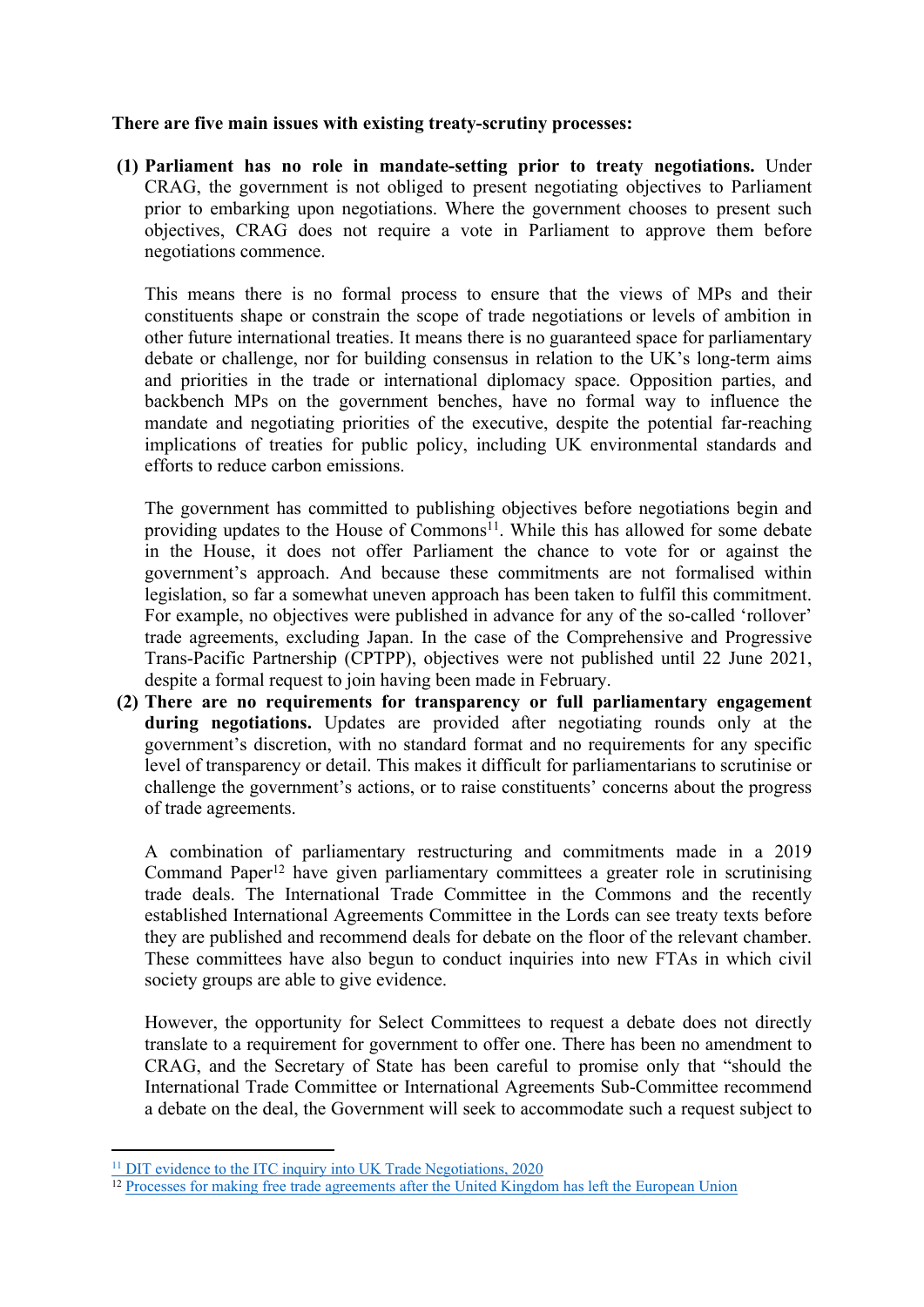**There are five main issues with existing treaty-scrutiny processes:**

**(1) Parliament has no role in mandate-setting prior to treaty negotiations.** Under CRAG, the government is not obliged to present negotiating objectives to Parliament prior to embarking upon negotiations. Where the government chooses to present such objectives, CRAG does not require a vote in Parliament to approve them before negotiations commence.

This means there is no formal process to ensure that the views of MPs and their constituents shape or constrain the scope of trade negotiations or levels of ambition in other future international treaties. It means there is no guaranteed space for parliamentary debate or challenge, nor for building consensus in relation to the UK's long-term aims and priorities in the trade or international diplomacy space. Opposition parties, and backbench MPs on the government benches, have no formal way to influence the mandate and negotiating priorities of the executive, despite the potential far-reaching implications of treaties for public policy, including UK environmental standards and efforts to reduce carbon emissions.

The government has committed to publishing objectives before negotiations begin and providing updates to the House of Commons[11]. While this has allowed for some debate in the House, it does not offer Parliament the chance to vote for or against the government's approach. And because these commitments are not formalised within legislation, so far a somewhat uneven approach has been taken to fulfil this commitment. For example, no objectives were published in advance for any of the so-called 'rollover' trade agreements, excluding Japan. In the case of the Comprehensive and Progressive Trans-Pacific Partnership (CPTPP), objectives were not published until 22 June 2021, despite a formal request to join having been made in February.

**(2) There are no requirements for transparency or full parliamentary engagement during negotiations.** Updates are provided after negotiating rounds only at the government's discretion, with no standard format and no requirements for any specific level of transparency or detail. This makes it difficult for parliamentarians to scrutinise or challenge the government's actions, or to raise constituents' concerns about the progress of trade agreements.

A combination of parliamentary restructuring and commitments made in a 2019 Command Paper[12] have given parliamentary committees a greater role in scrutinising trade deals. The International Trade Committee in the Commons and the recently established International Agreements Committee in the Lords can see treaty texts before they are published and recommend deals for debate on the floor of the relevant chamber. These committees have also begun to conduct inquiries into new FTAs in which civil society groups are able to give evidence.

However, the opportunity for Select Committees to request a debate does not directly translate to a requirement for government to offer one. There has been no amendment to CRAG, and the Secretary of State has been careful to promise only that "should the International Trade Committee or International Agreements Sub-Committee recommend a debate on the deal, the Government will seek to accommodate such a request subject to

---

[11] DIT evidence to the ITC inquiry into UK Trade Negotiations, 2020

[12] Processes for making free trade agreements after the United Kingdom has left the European Union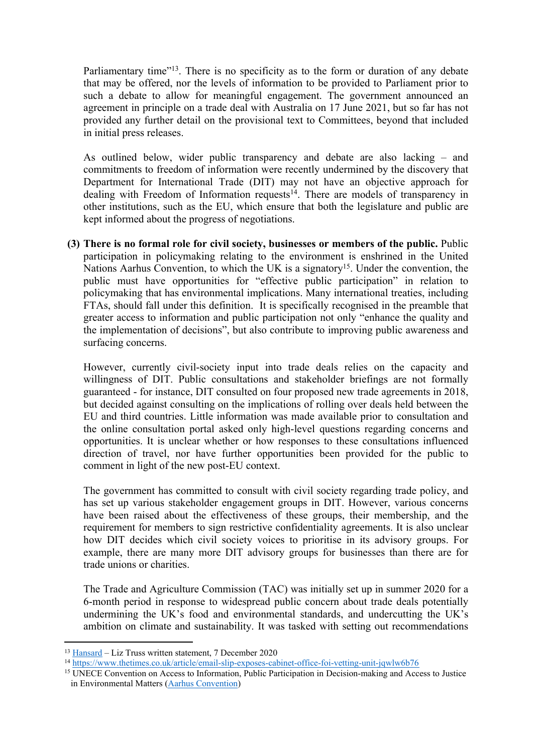Parliamentary time"[13]. There is no specificity as to the form or duration of any debate that may be offered, nor the levels of information to be provided to Parliament prior to such a debate to allow for meaningful engagement. The government announced an agreement in principle on a trade deal with Australia on 17 June 2021, but so far has not provided any further detail on the provisional text to Committees, beyond that included in initial press releases.

As outlined below, wider public transparency and debate are also lacking – and commitments to freedom of information were recently undermined by the discovery that Department for International Trade (DIT) may not have an objective approach for dealing with Freedom of Information requests[14]. There are models of transparency in other institutions, such as the EU, which ensure that both the legislature and public are kept informed about the progress of negotiations.

**(3) There is no formal role for civil society, businesses or members of the public.** Public participation in policymaking relating to the environment is enshrined in the United Nations Aarhus Convention, to which the UK is a signatory[15]. Under the convention, the public must have opportunities for "effective public participation" in relation to policymaking that has environmental implications. Many international treaties, including FTAs, should fall under this definition. It is specifically recognised in the preamble that greater access to information and public participation not only "enhance the quality and the implementation of decisions", but also contribute to improving public awareness and surfacing concerns.

However, currently civil-society input into trade deals relies on the capacity and willingness of DIT. Public consultations and stakeholder briefings are not formally guaranteed - for instance, DIT consulted on four proposed new trade agreements in 2018, but decided against consulting on the implications of rolling over deals held between the EU and third countries. Little information was made available prior to consultation and the online consultation portal asked only high-level questions regarding concerns and opportunities. It is unclear whether or how responses to these consultations influenced direction of travel, nor have further opportunities been provided for the public to comment in light of the new post-EU context.

The government has committed to consult with civil society regarding trade policy, and has set up various stakeholder engagement groups in DIT. However, various concerns have been raised about the effectiveness of these groups, their membership, and the requirement for members to sign restrictive confidentiality agreements. It is also unclear how DIT decides which civil society voices to prioritise in its advisory groups. For example, there are many more DIT advisory groups for businesses than there are for trade unions or charities.

The Trade and Agriculture Commission (TAC) was initially set up in summer 2020 for a 6-month period in response to widespread public concern about trade deals potentially undermining the UK's food and environmental standards, and undercutting the UK's ambition on climate and sustainability. It was tasked with setting out recommendations

---

[13] Hansard – Liz Truss written statement, 7 December 2020

[14] https://www.thetimes.co.uk/article/email-slip-exposes-cabinet-office-foi-vetting-unit-jqwlw6b76

[15] UNECE Convention on Access to Information, Public Participation in Decision-making and Access to Justice in Environmental Matters (Aarhus Convention)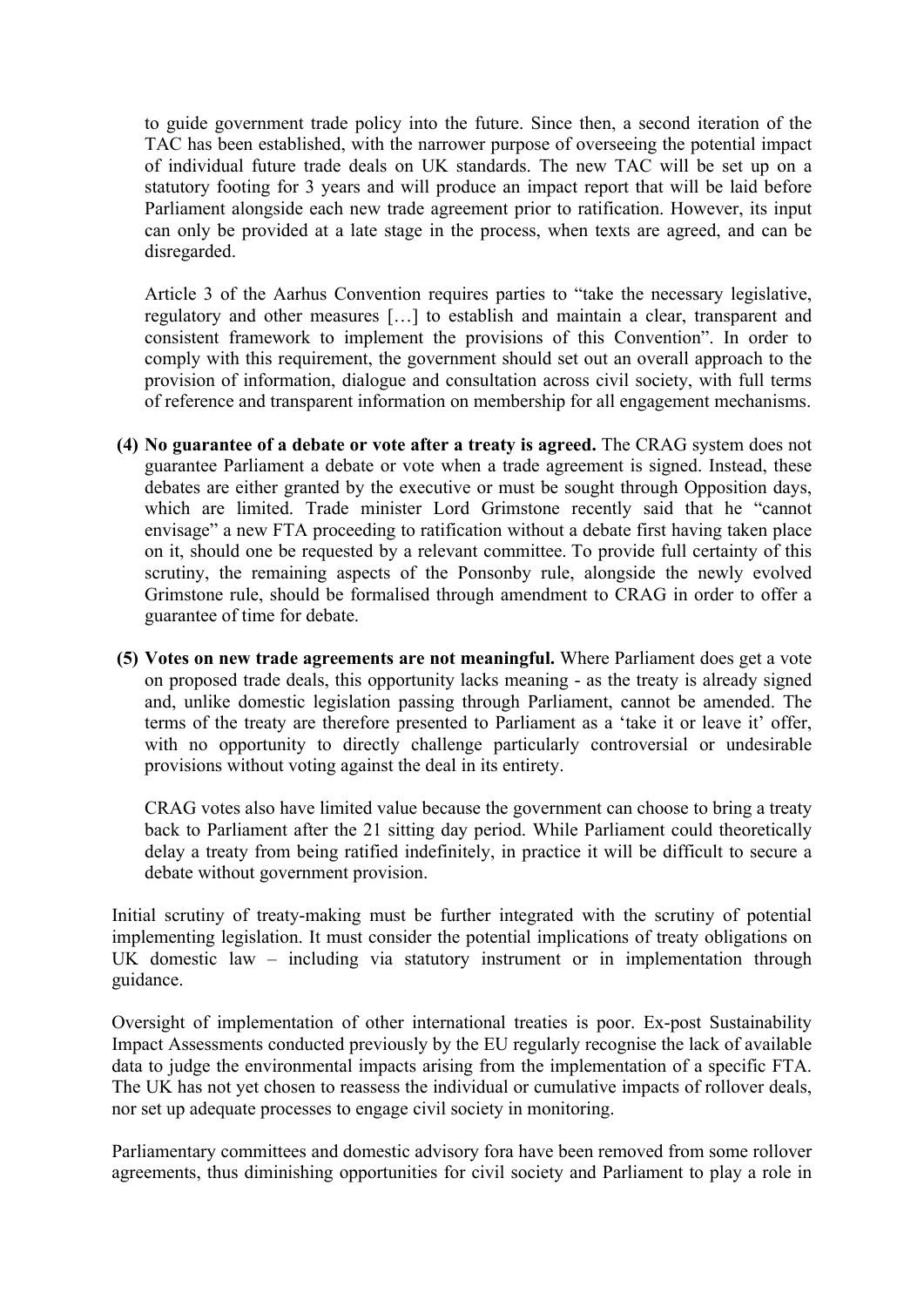to guide government trade policy into the future. Since then, a second iteration of the TAC has been established, with the narrower purpose of overseeing the potential impact of individual future trade deals on UK standards. The new TAC will be set up on a statutory footing for 3 years and will produce an impact report that will be laid before Parliament alongside each new trade agreement prior to ratification. However, its input can only be provided at a late stage in the process, when texts are agreed, and can be disregarded.

Article 3 of the Aarhus Convention requires parties to "take the necessary legislative, regulatory and other measures […] to establish and maintain a clear, transparent and consistent framework to implement the provisions of this Convention". In order to comply with this requirement, the government should set out an overall approach to the provision of information, dialogue and consultation across civil society, with full terms of reference and transparent information on membership for all engagement mechanisms.

(4) **No guarantee of a debate or vote after a treaty is agreed.** The CRAG system does not guarantee Parliament a debate or vote when a trade agreement is signed. Instead, these debates are either granted by the executive or must be sought through Opposition days, which are limited. Trade minister Lord Grimstone recently said that he "cannot envisage" a new FTA proceeding to ratification without a debate first having taken place on it, should one be requested by a relevant committee. To provide full certainty of this scrutiny, the remaining aspects of the Ponsonby rule, alongside the newly evolved Grimstone rule, should be formalised through amendment to CRAG in order to offer a guarantee of time for debate.

(5) **Votes on new trade agreements are not meaningful.** Where Parliament does get a vote on proposed trade deals, this opportunity lacks meaning - as the treaty is already signed and, unlike domestic legislation passing through Parliament, cannot be amended. The terms of the treaty are therefore presented to Parliament as a 'take it or leave it' offer, with no opportunity to directly challenge particularly controversial or undesirable provisions without voting against the deal in its entirety.

CRAG votes also have limited value because the government can choose to bring a treaty back to Parliament after the 21 sitting day period. While Parliament could theoretically delay a treaty from being ratified indefinitely, in practice it will be difficult to secure a debate without government provision.

Initial scrutiny of treaty-making must be further integrated with the scrutiny of potential implementing legislation. It must consider the potential implications of treaty obligations on UK domestic law – including via statutory instrument or in implementation through guidance.

Oversight of implementation of other international treaties is poor. Ex-post Sustainability Impact Assessments conducted previously by the EU regularly recognise the lack of available data to judge the environmental impacts arising from the implementation of a specific FTA. The UK has not yet chosen to reassess the individual or cumulative impacts of rollover deals, nor set up adequate processes to engage civil society in monitoring.

Parliamentary committees and domestic advisory fora have been removed from some rollover agreements, thus diminishing opportunities for civil society and Parliament to play a role in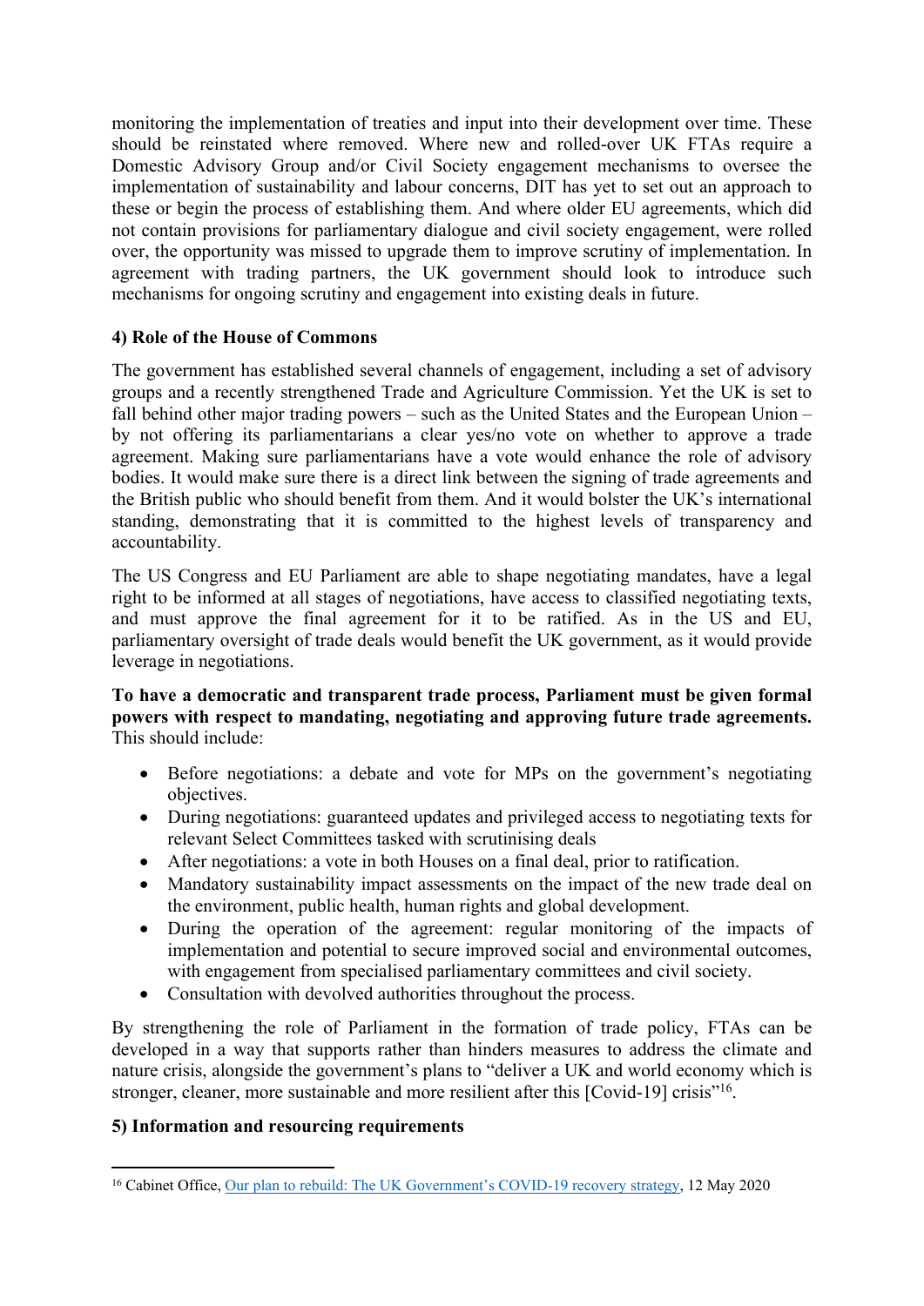monitoring the implementation of treaties and input into their development over time. These should be reinstated where removed. Where new and rolled-over UK FTAs require a Domestic Advisory Group and/or Civil Society engagement mechanisms to oversee the implementation of sustainability and labour concerns, DIT has yet to set out an approach to these or begin the process of establishing them. And where older EU agreements, which did not contain provisions for parliamentary dialogue and civil society engagement, were rolled over, the opportunity was missed to upgrade them to improve scrutiny of implementation. In agreement with trading partners, the UK government should look to introduce such mechanisms for ongoing scrutiny and engagement into existing deals in future.

### 4) Role of the House of Commons

The government has established several channels of engagement, including a set of advisory groups and a recently strengthened Trade and Agriculture Commission. Yet the UK is set to fall behind other major trading powers – such as the United States and the European Union – by not offering its parliamentarians a clear yes/no vote on whether to approve a trade agreement. Making sure parliamentarians have a vote would enhance the role of advisory bodies. It would make sure there is a direct link between the signing of trade agreements and the British public who should benefit from them. And it would bolster the UK's international standing, demonstrating that it is committed to the highest levels of transparency and accountability.

The US Congress and EU Parliament are able to shape negotiating mandates, have a legal right to be informed at all stages of negotiations, have access to classified negotiating texts, and must approve the final agreement for it to be ratified. As in the US and EU, parliamentary oversight of trade deals would benefit the UK government, as it would provide leverage in negotiations.

**To have a democratic and transparent trade process, Parliament must be given formal powers with respect to mandating, negotiating and approving future trade agreements.** This should include:

- Before negotiations: a debate and vote for MPs on the government's negotiating objectives.
- During negotiations: guaranteed updates and privileged access to negotiating texts for relevant Select Committees tasked with scrutinising deals
- After negotiations: a vote in both Houses on a final deal, prior to ratification.
- Mandatory sustainability impact assessments on the impact of the new trade deal on the environment, public health, human rights and global development.
- During the operation of the agreement: regular monitoring of the impacts of implementation and potential to secure improved social and environmental outcomes, with engagement from specialised parliamentary committees and civil society.
- Consultation with devolved authorities throughout the process.

By strengthening the role of Parliament in the formation of trade policy, FTAs can be developed in a way that supports rather than hinders measures to address the climate and nature crisis, alongside the government's plans to "deliver a UK and world economy which is stronger, cleaner, more sustainable and more resilient after this [Covid-19] crisis"[16].

### 5) Information and resourcing requirements

---

[16] Cabinet Office, Our plan to rebuild: The UK Government's COVID-19 recovery strategy, 12 May 2020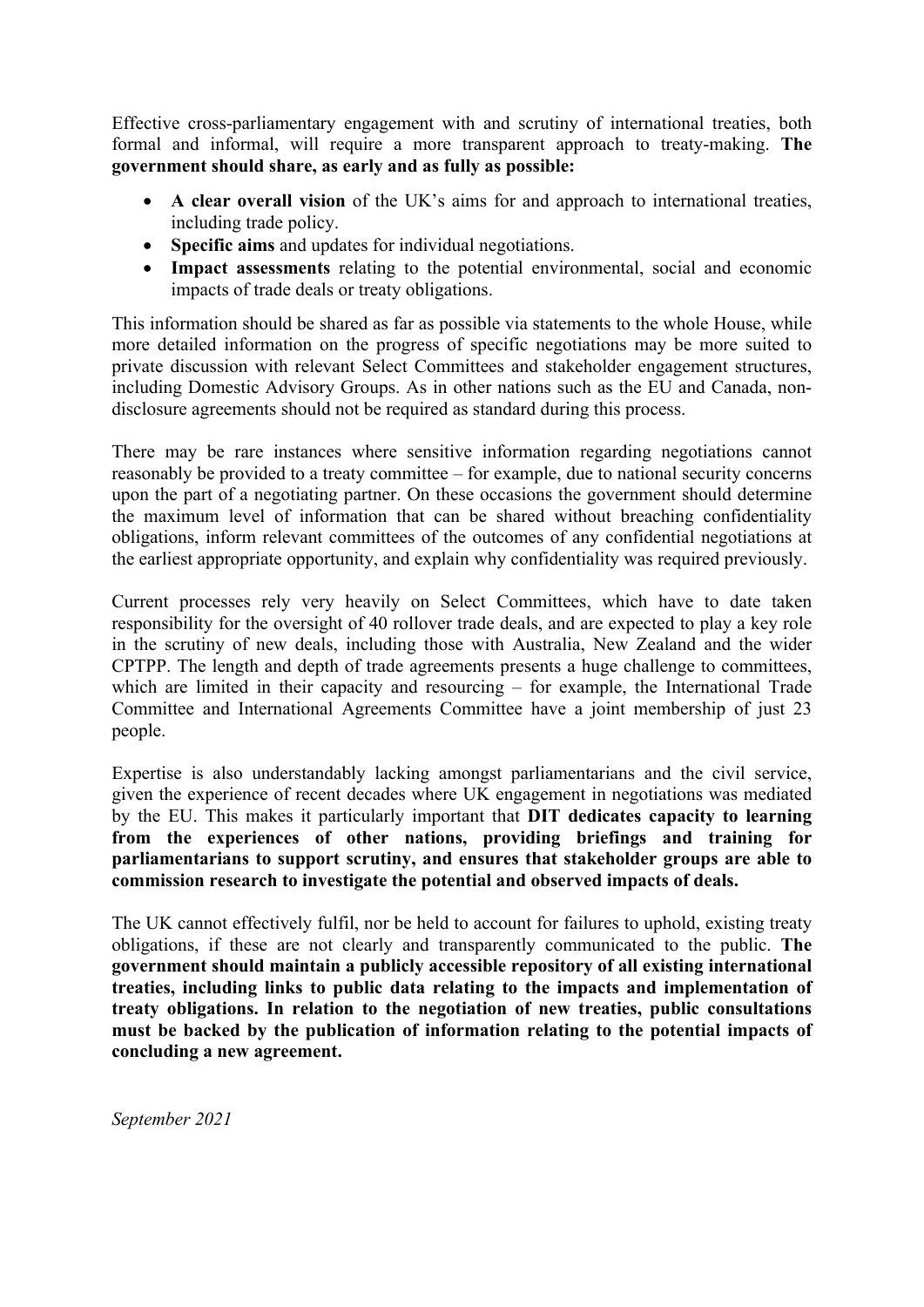Effective cross-parliamentary engagement with and scrutiny of international treaties, both formal and informal, will require a more transparent approach to treaty-making. **The government should share, as early and as fully as possible:**

- **A clear overall vision** of the UK's aims for and approach to international treaties, including trade policy.
- **Specific aims** and updates for individual negotiations.
- **Impact assessments** relating to the potential environmental, social and economic impacts of trade deals or treaty obligations.

This information should be shared as far as possible via statements to the whole House, while more detailed information on the progress of specific negotiations may be more suited to private discussion with relevant Select Committees and stakeholder engagement structures, including Domestic Advisory Groups. As in other nations such as the EU and Canada, non-disclosure agreements should not be required as standard during this process.

There may be rare instances where sensitive information regarding negotiations cannot reasonably be provided to a treaty committee – for example, due to national security concerns upon the part of a negotiating partner. On these occasions the government should determine the maximum level of information that can be shared without breaching confidentiality obligations, inform relevant committees of the outcomes of any confidential negotiations at the earliest appropriate opportunity, and explain why confidentiality was required previously.

Current processes rely very heavily on Select Committees, which have to date taken responsibility for the oversight of 40 rollover trade deals, and are expected to play a key role in the scrutiny of new deals, including those with Australia, New Zealand and the wider CPTPP. The length and depth of trade agreements presents a huge challenge to committees, which are limited in their capacity and resourcing – for example, the International Trade Committee and International Agreements Committee have a joint membership of just 23 people.

Expertise is also understandably lacking amongst parliamentarians and the civil service, given the experience of recent decades where UK engagement in negotiations was mediated by the EU. This makes it particularly important that **DIT dedicates capacity to learning from the experiences of other nations, providing briefings and training for parliamentarians to support scrutiny, and ensures that stakeholder groups are able to commission research to investigate the potential and observed impacts of deals.**

The UK cannot effectively fulfil, nor be held to account for failures to uphold, existing treaty obligations, if these are not clearly and transparently communicated to the public. **The government should maintain a publicly accessible repository of all existing international treaties, including links to public data relating to the impacts and implementation of treaty obligations. In relation to the negotiation of new treaties, public consultations must be backed by the publication of information relating to the potential impacts of concluding a new agreement.**

*September 2021*